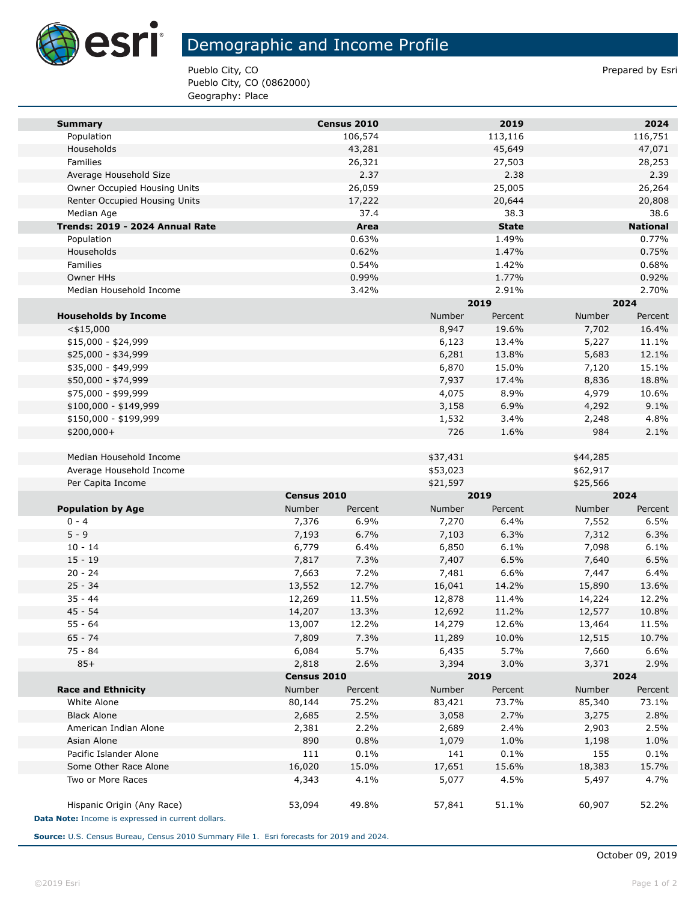# Demographic and Income Profile

Pueblo City, CO
Pueblo City, CO (0862000)
Geography: Place

Prepared by Esri

| Summary | Census 2010 | 2019 | 2024 |
|---|---|---|---|
| Population | 106,574 | 113,116 | 116,751 |
| Households | 43,281 | 45,649 | 47,071 |
| Families | 26,321 | 27,503 | 28,253 |
| Average Household Size | 2.37 | 2.38 | 2.39 |
| Owner Occupied Housing Units | 26,059 | 25,005 | 26,264 |
| Renter Occupied Housing Units | 17,222 | 20,644 | 20,808 |
| Median Age | 37.4 | 38.3 | 38.6 |

| Trends: 2019 - 2024 Annual Rate | Area | State | National |
|---|---|---|---|
| Population | 0.63% | 1.49% | 0.77% |
| Households | 0.62% | 1.47% | 0.75% |
| Families | 0.54% | 1.42% | 0.68% |
| Owner HHs | 0.99% | 1.77% | 0.92% |
| Median Household Income | 3.42% | 2.91% | 2.70% |

| | 2019 | | 2024 | |
|---|---|---|---|---|
| Households by Income | Number | Percent | Number | Percent |
| <$15,000 | 8,947 | 19.6% | 7,702 | 16.4% |
| $15,000 - $24,999 | 6,123 | 13.4% | 5,227 | 11.1% |
| $25,000 - $34,999 | 6,281 | 13.8% | 5,683 | 12.1% |
| $35,000 - $49,999 | 6,870 | 15.0% | 7,120 | 15.1% |
| $50,000 - $74,999 | 7,937 | 17.4% | 8,836 | 18.8% |
| $75,000 - $99,999 | 4,075 | 8.9% | 4,979 | 10.6% |
| $100,000 - $149,999 | 3,158 | 6.9% | 4,292 | 9.1% |
| $150,000 - $199,999 | 1,532 | 3.4% | 2,248 | 4.8% |
| $200,000+ | 726 | 1.6% | 984 | 2.1% |
| | | | | |
| Median Household Income | $37,431 | | $44,285 | |
| Average Household Income | $53,023 | | $62,917 | |
| Per Capita Income | $21,597 | | $25,566 | |

| | Census 2010 | | 2019 | | 2024 | |
|---|---|---|---|---|---|---|
| Population by Age | Number | Percent | Number | Percent | Number | Percent |
| 0 - 4 | 7,376 | 6.9% | 7,270 | 6.4% | 7,552 | 6.5% |
| 5 - 9 | 7,193 | 6.7% | 7,103 | 6.3% | 7,312 | 6.3% |
| 10 - 14 | 6,779 | 6.4% | 6,850 | 6.1% | 7,098 | 6.1% |
| 15 - 19 | 7,817 | 7.3% | 7,407 | 6.5% | 7,640 | 6.5% |
| 20 - 24 | 7,663 | 7.2% | 7,481 | 6.6% | 7,447 | 6.4% |
| 25 - 34 | 13,552 | 12.7% | 16,041 | 14.2% | 15,890 | 13.6% |
| 35 - 44 | 12,269 | 11.5% | 12,878 | 11.4% | 14,224 | 12.2% |
| 45 - 54 | 14,207 | 13.3% | 12,692 | 11.2% | 12,577 | 10.8% |
| 55 - 64 | 13,007 | 12.2% | 14,279 | 12.6% | 13,464 | 11.5% |
| 65 - 74 | 7,809 | 7.3% | 11,289 | 10.0% | 12,515 | 10.7% |
| 75 - 84 | 6,084 | 5.7% | 6,435 | 5.7% | 7,660 | 6.6% |
| 85+ | 2,818 | 2.6% | 3,394 | 3.0% | 3,371 | 2.9% |

| | Census 2010 | | 2019 | | 2024 | |
|---|---|---|---|---|---|---|
| Race and Ethnicity | Number | Percent | Number | Percent | Number | Percent |
| White Alone | 80,144 | 75.2% | 83,421 | 73.7% | 85,340 | 73.1% |
| Black Alone | 2,685 | 2.5% | 3,058 | 2.7% | 3,275 | 2.8% |
| American Indian Alone | 2,381 | 2.2% | 2,689 | 2.4% | 2,903 | 2.5% |
| Asian Alone | 890 | 0.8% | 1,079 | 1.0% | 1,198 | 1.0% |
| Pacific Islander Alone | 111 | 0.1% | 141 | 0.1% | 155 | 0.1% |
| Some Other Race Alone | 16,020 | 15.0% | 17,651 | 15.6% | 18,383 | 15.7% |
| Two or More Races | 4,343 | 4.1% | 5,077 | 4.5% | 5,497 | 4.7% |
| | | | | | | |
| Hispanic Origin (Any Race) | 53,094 | 49.8% | 57,841 | 51.1% | 60,907 | 52.2% |

**Data Note:** Income is expressed in current dollars.

**Source:** U.S. Census Bureau, Census 2010 Summary File 1. Esri forecasts for 2019 and 2024.

October 09, 2019

©2019 Esri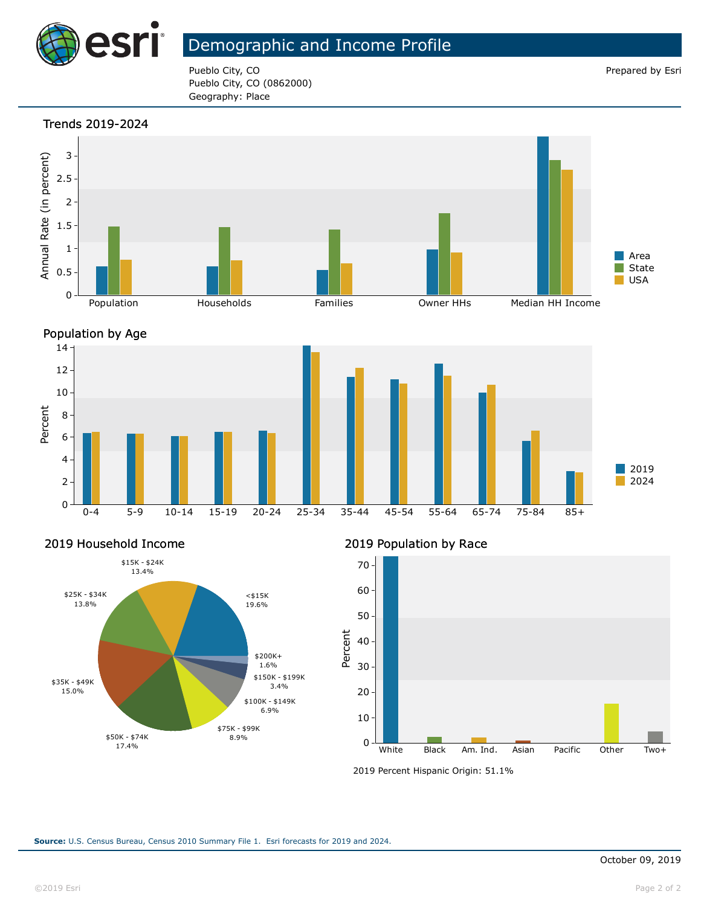# Demographic and Income Profile

Pueblo City, CO
Pueblo City, CO (0862000)
Geography: Place

Prepared by Esri

## Trends 2019-2024

Annual Rate (in percent)

3
2.5
2
1.5
1
0.5
0

Population
Households
Families
Owner HHs
Median HH Income

Area
State
USA

## Population by Age

Percent

14
12
10
8
6
4
2
0

0-4
5-9
10-14
15-19
20-24
25-34
35-44
45-54
55-64
65-74
75-84
85+

2019
2024

## 2019 Household Income

$15K - $24K
13.4%

<$15K
19.6%

$25K - $34K
13.8%

$200K+
1.6%

$150K - $199K
3.4%

$35K - $49K
15.0%

$100K - $149K
6.9%

$75K - $99K
8.9%

$50K - $74K
17.4%

## 2019 Population by Race

Percent

70
60
50
40
30
20
10
0

White
Black
Am. Ind.
Asian
Pacific
Other
Two+

2019 Percent Hispanic Origin: 51.1%

**Source:** U.S. Census Bureau, Census 2010 Summary File 1. Esri forecasts for 2019 and 2024.

October 09, 2019

©2019 Esri